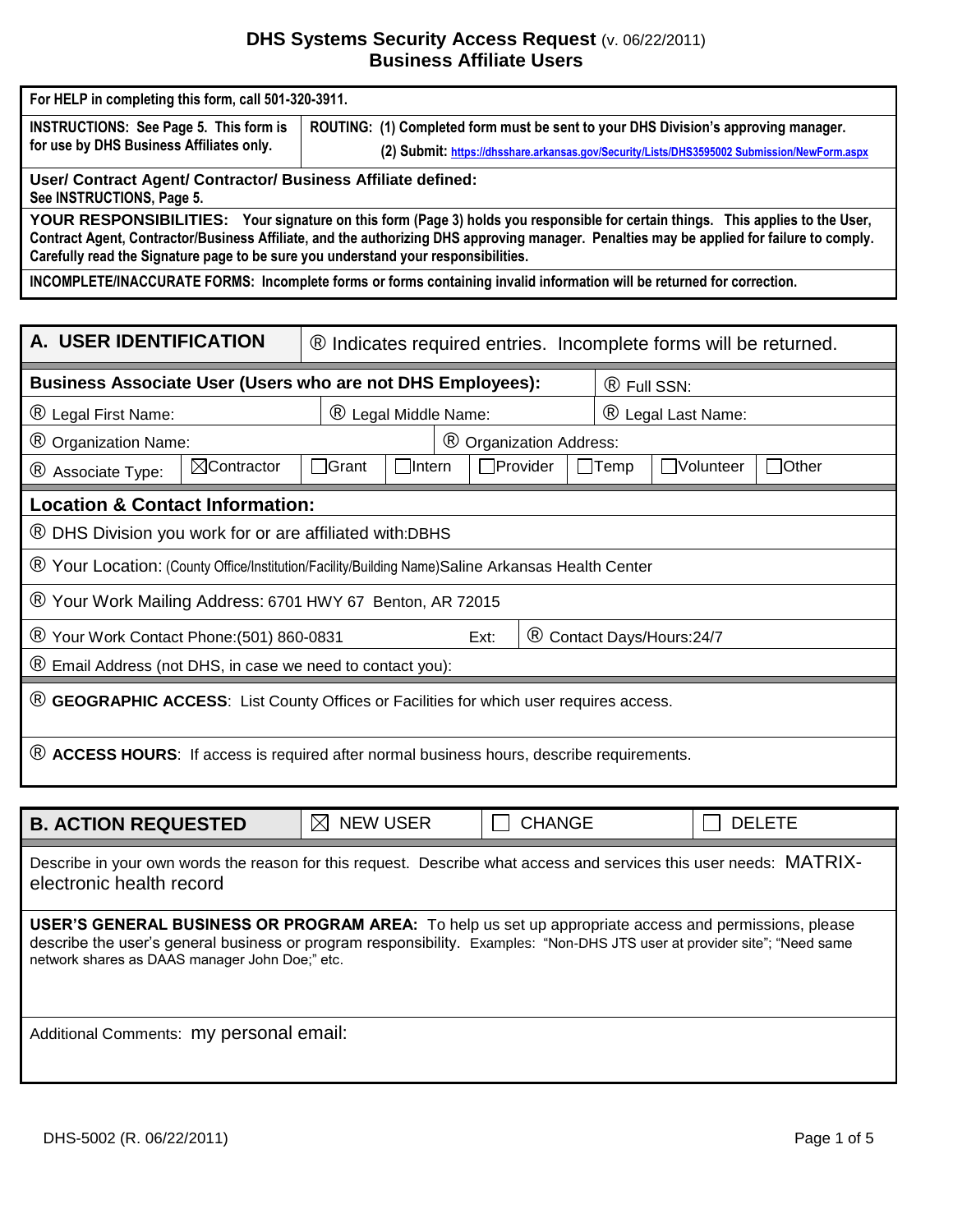# DHS Systems Security Access Request (v. 06/22/2011)
## Business Affiliate Users

| For HELP in completing this form, call 501-320-3911. | |
|---|---|
| **INSTRUCTIONS: See Page 5. This form is for use by DHS Business Affiliates only.** | **ROUTING: (1) Completed form must be sent to your DHS Division's approving manager.** **(2) Submit:** https://dhsshare.arkansas.gov/Security/Lists/DHS3595002 Submission/NewForm.aspx |

**User/ Contract Agent/ Contractor/ Business Affiliate defined:**
**See INSTRUCTIONS, Page 5.**

**YOUR RESPONSIBILITIES: Your signature on this form (Page 3) holds you responsible for certain things. This applies to the User, Contract Agent, Contractor/Business Affiliate, and the authorizing DHS approving manager. Penalties may be applied for failure to comply. Carefully read the Signature page to be sure you understand your responsibilities.**

**INCOMPLETE/INACCURATE FORMS: Incomplete forms or forms containing invalid information will be returned for correction.**

## A. USER IDENTIFICATION

® Indicates required entries. Incomplete forms will be returned.

**Business Associate User (Users who are not DHS Employees):**

® Full SSN:

| ® Legal First Name: | ® Legal Middle Name: | ® Legal Last Name: |
|---|---|---|

| ® Organization Name: | ® Organization Address: |
|---|---|

® Associate Type: ☒ Contractor ☐ Grant ☐ Intern ☐ Provider ☐ Temp ☐ Volunteer ☐ Other

**Location & Contact Information:**

® DHS Division you work for or are affiliated with: DBHS

® Your Location: (County Office/Institution/Facility/Building Name) Saline Arkansas Health Center

® Your Work Mailing Address: 6701 HWY 67 Benton, AR 72015

® Your Work Contact Phone: (501) 860-0831 Ext: ® Contact Days/Hours: 24/7

® Email Address (not DHS, in case we need to contact you):

® **GEOGRAPHIC ACCESS**: List County Offices or Facilities for which user requires access.

® **ACCESS HOURS**: If access is required after normal business hours, describe requirements.

## B. ACTION REQUESTED

☒ NEW USER ☐ CHANGE ☐ DELETE

Describe in your own words the reason for this request. Describe what access and services this user needs: MATRIX-electronic health record

**USER'S GENERAL BUSINESS OR PROGRAM AREA:** To help us set up appropriate access and permissions, please describe the user's general business or program responsibility. Examples: "Non-DHS JTS user at provider site"; "Need same network shares as DAAS manager John Doe;" etc.

Additional Comments: my personal email:

DHS-5002 (R. 06/22/2011)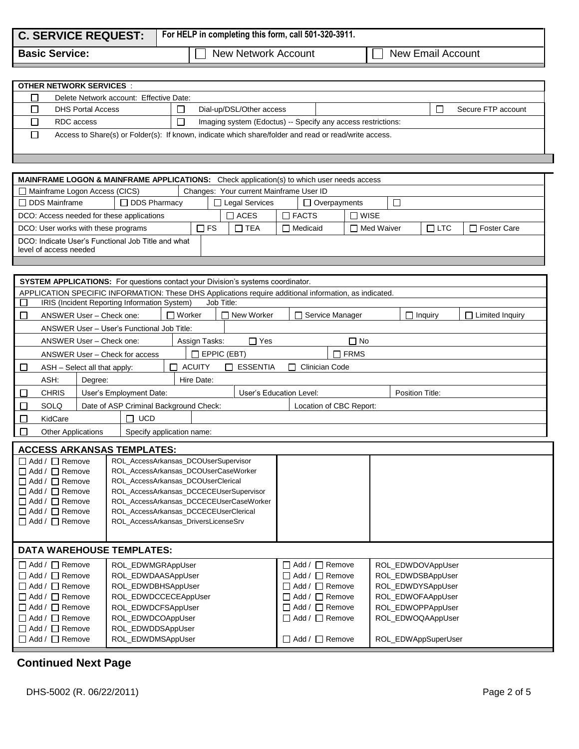## C. SERVICE REQUEST:

**For HELP in completing this form, call 501-320-3911.**

| **Basic Service:** | ☐ New Network Account | ☐ New Email Account |
|---|---|---|

**OTHER NETWORK SERVICES** :

| | | | | | |
|---|---|---|---|---|---|
| ☐ | Delete Network account: Effective Date: | | | | |
| ☐ | DHS Portal Access | ☐ | Dial-up/DSL/Other access | ☐ | Secure FTP account |
| ☐ | RDC access | ☐ | Imaging system (Edoctus) -- Specify any access restrictions: | | |
| ☐ | Access to Share(s) or Folder(s): If known, indicate which share/folder and read or read/write access. | | | | |

**MAINFRAME LOGON & MAINFRAME APPLICATIONS:** Check application(s) to which user needs access

| | | | | | | |
|---|---|---|---|---|---|---|
| ☐ Mainframe Logon Access (CICS) | Changes: Your current Mainframe User ID | | | | | |
| ☐ DDS Mainframe | ☐ DDS Pharmacy | ☐ Legal Services | ☐ Overpayments | ☐ | | |
| DCO: Access needed for these applications | | ☐ ACES | ☐ FACTS | ☐ WISE | | |
| DCO: User works with these programs | ☐ FS | ☐ TEA | ☐ Medicaid | ☐ Med Waiver | ☐ LTC | ☐ Foster Care |
| DCO: Indicate User's Functional Job Title and what level of access needed | | | | | | |

**SYSTEM APPLICATIONS:** For questions contact your Division's systems coordinator.

APPLICATION SPECIFIC INFORMATION: These DHS Applications require additional information, as indicated.

| | | | | | | |
|---|---|---|---|---|---|---|
| ☐ | IRIS (Incident Reporting Information System) | Job Title: | | | | |
| ☐ | ANSWER User – Check one: | ☐ Worker | ☐ New Worker | ☐ Service Manager | ☐ Inquiry | ☐ Limited Inquiry |
| | ANSWER User – User's Functional Job Title: | | | | | |
| | ANSWER User – Check one: | Assign Tasks: | ☐ Yes | ☐ No | | |
| | ANSWER User – Check for access | ☐ EPPIC (EBT) | | ☐ FRMS | | |
| ☐ | ASH – Select all that apply: | ☐ ACUITY | ☐ ESSENTIA | ☐ Clinician Code | | |
| | ASH: | Degree: | Hire Date: | | | |
| ☐ | CHRIS | User's Employment Date: | User's Education Level: | | Position Title: | |
| ☐ | SOLQ | Date of ASP Criminal Background Check: | | Location of CBC Report: | | |
| ☐ | KidCare | ☐ UCD | | | | |
| ☐ | Other Applications | Specify application name: | | | | |

### ACCESS ARKANSAS TEMPLATES:

| | |
|---|---|
| ☐ Add / ☐ Remove | ROL_AccessArkansas_DCOUserSupervisor |
| ☐ Add / ☐ Remove | ROL_AccessArkansas_DCOUserCaseWorker |
| ☐ Add / ☐ Remove | ROL_AccessArkansas_DCOUserClerical |
| ☐ Add / ☐ Remove | ROL_AccessArkansas_DCCECEUserSupervisor |
| ☐ Add / ☐ Remove | ROL_AccessArkansas_DCCECEUserCaseWorker |
| ☐ Add / ☐ Remove | ROL_AccessArkansas_DCCECEUserClerical |
| ☐ Add / ☐ Remove | ROL_AccessArkansas_DriversLicenseSrv |

### DATA WAREHOUSE TEMPLATES:

| | | | |
|---|---|---|---|
| ☐ Add / ☐ Remove | ROL_EDWMGRAppUser | ☐ Add / ☐ Remove | ROL_EDWDOVAppUser |
| ☐ Add / ☐ Remove | ROL_EDWDAASAppUser | ☐ Add / ☐ Remove | ROL_EDWDSBAppUser |
| ☐ Add / ☐ Remove | ROL_EDWDBHSAppUser | ☐ Add / ☐ Remove | ROL_EDWDYSAppUser |
| ☐ Add / ☐ Remove | ROL_EDWDCCECEAppUser | ☐ Add / ☐ Remove | ROL_EDWOFAAppUser |
| ☐ Add / ☐ Remove | ROL_EDWDCFSAppUser | ☐ Add / ☐ Remove | ROL_EDWOPPAppUser |
| ☐ Add / ☐ Remove | ROL_EDWDCOAppUser | ☐ Add / ☐ Remove | ROL_EDWOQAAppUser |
| ☐ Add / ☐ Remove | ROL_EDWDDSAppUser | | |
| ☐ Add / ☐ Remove | ROL_EDWDMSAppUser | ☐ Add / ☐ Remove | ROL_EDWAppSuperUser |

**Continued Next Page**

DHS-5002 (R. 06/22/2011)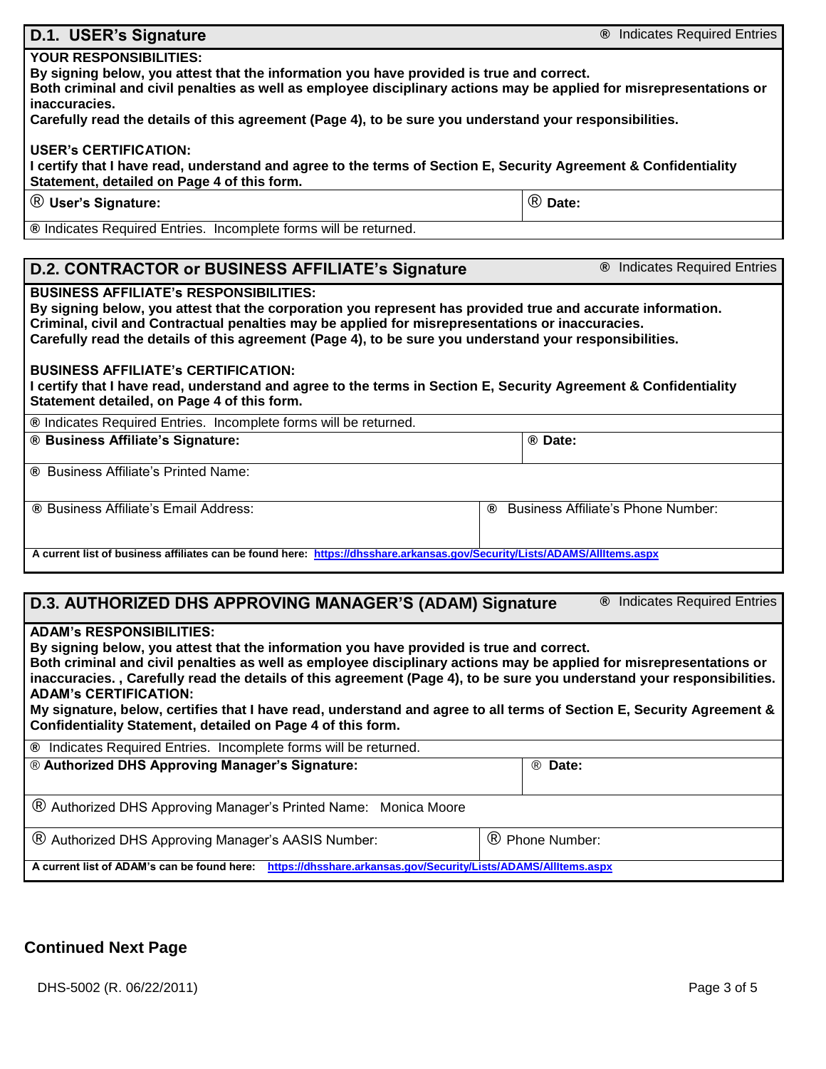## D.1. USER's Signature

® Indicates Required Entries

**YOUR RESPONSIBILITIES:**
**By signing below, you attest that the information you have provided is true and correct.**
**Both criminal and civil penalties as well as employee disciplinary actions may be applied for misrepresentations or inaccuracies.**
**Carefully read the details of this agreement (Page 4), to be sure you understand your responsibilities.**

**USER's CERTIFICATION:**
**I certify that I have read, understand and agree to the terms of Section E, Security Agreement & Confidentiality Statement, detailed on Page 4 of this form.**

| ® **User's Signature:** | ® **Date:** |
|---|---|

® Indicates Required Entries. Incomplete forms will be returned.

## D.2. CONTRACTOR or BUSINESS AFFILIATE's Signature

® Indicates Required Entries

**BUSINESS AFFILIATE's RESPONSIBILITIES:**
**By signing below, you attest that the corporation you represent has provided true and accurate information.**
**Criminal, civil and Contractual penalties may be applied for misrepresentations or inaccuracies.**
**Carefully read the details of this agreement (Page 4), to be sure you understand your responsibilities.**

**BUSINESS AFFILIATE's CERTIFICATION:**
**I certify that I have read, understand and agree to the terms in Section E, Security Agreement & Confidentiality Statement detailed, on Page 4 of this form.**

® Indicates Required Entries. Incomplete forms will be returned.

| ® **Business Affiliate's Signature:** | ® **Date:** |
|---|---|
| ® Business Affiliate's Printed Name: | |
| ® Business Affiliate's Email Address: | ® Business Affiliate's Phone Number: |

**A current list of business affiliates can be found here: https://dhsshare.arkansas.gov/Security/Lists/ADAMS/AllItems.aspx**

## D.3. AUTHORIZED DHS APPROVING MANAGER'S (ADAM) Signature

® Indicates Required Entries

**ADAM's RESPONSIBILITIES:**
**By signing below, you attest that the information you have provided is true and correct.**
**Both criminal and civil penalties as well as employee disciplinary actions may be applied for misrepresentations or inaccuracies. , Carefully read the details of this agreement (Page 4), to be sure you understand your responsibilities.**
**ADAM's CERTIFICATION:**
**My signature, below, certifies that I have read, understand and agree to all terms of Section E, Security Agreement & Confidentiality Statement, detailed on Page 4 of this form.**

® Indicates Required Entries. Incomplete forms will be returned.

| ® **Authorized DHS Approving Manager's Signature:** | ® **Date:** |
|---|---|
| ® Authorized DHS Approving Manager's Printed Name: Monica Moore | |
| ® Authorized DHS Approving Manager's AASIS Number: | ® Phone Number: |

**A current list of ADAM's can be found here: https://dhsshare.arkansas.gov/Security/Lists/ADAMS/AllItems.aspx**

**Continued Next Page**

DHS-5002 (R. 06/22/2011)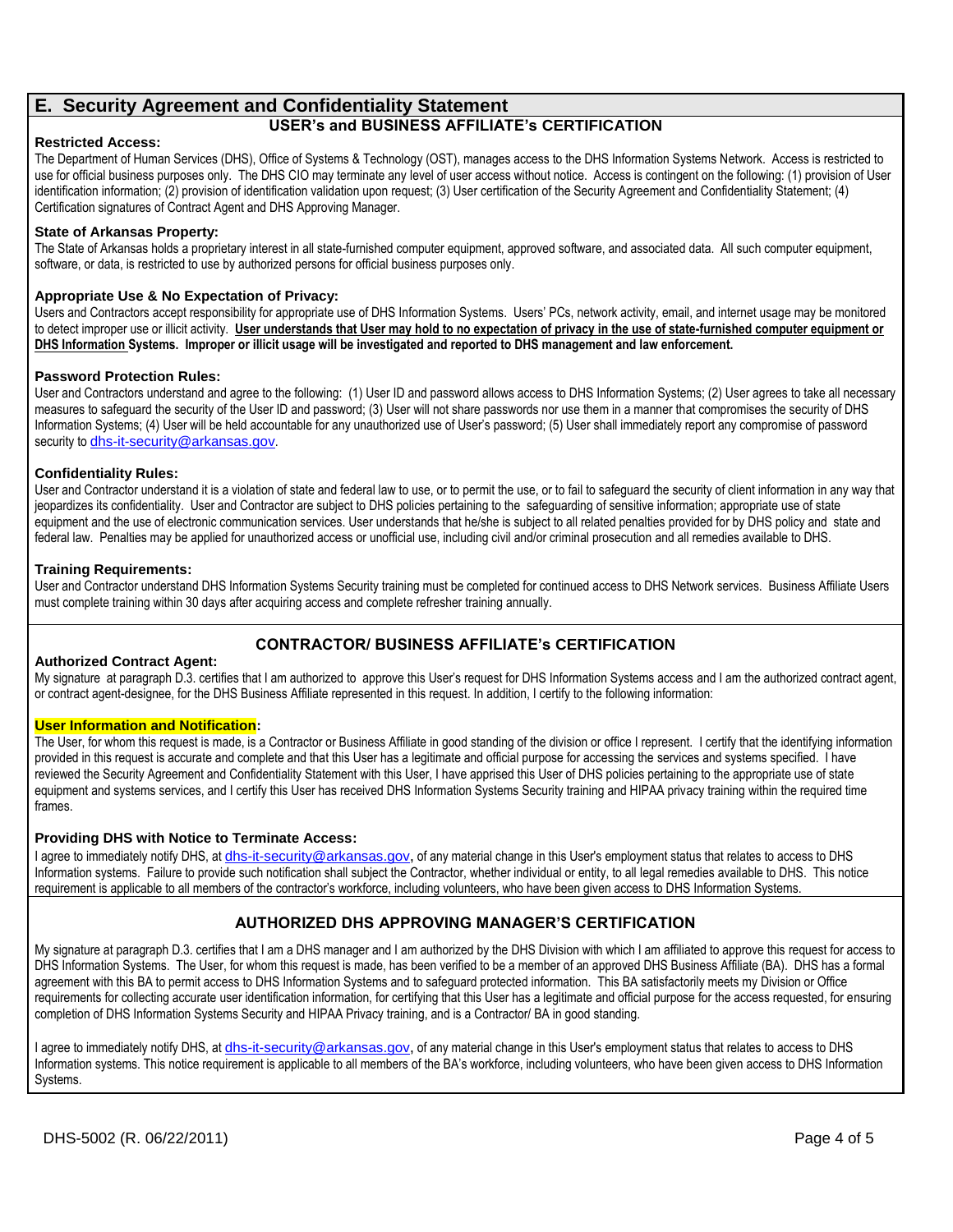## E. Security Agreement and Confidentiality Statement

### USER's and BUSINESS AFFILIATE's CERTIFICATION

**Restricted Access:**

The Department of Human Services (DHS), Office of Systems & Technology (OST), manages access to the DHS Information Systems Network. Access is restricted to use for official business purposes only. The DHS CIO may terminate any level of user access without notice. Access is contingent on the following: (1) provision of User identification information; (2) provision of identification validation upon request; (3) User certification of the Security Agreement and Confidentiality Statement; (4) Certification signatures of Contract Agent and DHS Approving Manager.

**State of Arkansas Property:**

The State of Arkansas holds a proprietary interest in all state-furnished computer equipment, approved software, and associated data. All such computer equipment, software, or data, is restricted to use by authorized persons for official business purposes only.

**Appropriate Use & No Expectation of Privacy:**

Users and Contractors accept responsibility for appropriate use of DHS Information Systems. Users' PCs, network activity, email, and internet usage may be monitored to detect improper use or illicit activity. **User understands that User may hold to no expectation of privacy in the use of state-furnished computer equipment or DHS Information Systems. Improper or illicit usage will be investigated and reported to DHS management and law enforcement.**

**Password Protection Rules:**

User and Contractors understand and agree to the following: (1) User ID and password allows access to DHS Information Systems; (2) User agrees to take all necessary measures to safeguard the security of the User ID and password; (3) User will not share passwords nor use them in a manner that compromises the security of DHS Information Systems; (4) User will be held accountable for any unauthorized use of User's password; (5) User shall immediately report any compromise of password security to dhs-it-security@arkansas.gov.

**Confidentiality Rules:**

User and Contractor understand it is a violation of state and federal law to use, or to permit the use, or to fail to safeguard the security of client information in any way that jeopardizes its confidentiality. User and Contractor are subject to DHS policies pertaining to the safeguarding of sensitive information; appropriate use of state equipment and the use of electronic communication services. User understands that he/she is subject to all related penalties provided for by DHS policy and state and federal law. Penalties may be applied for unauthorized access or unofficial use, including civil and/or criminal prosecution and all remedies available to DHS.

**Training Requirements:**

User and Contractor understand DHS Information Systems Security training must be completed for continued access to DHS Network services. Business Affiliate Users must complete training within 30 days after acquiring access and complete refresher training annually.

### CONTRACTOR/ BUSINESS AFFILIATE's CERTIFICATION

**Authorized Contract Agent:**

My signature at paragraph D.3. certifies that I am authorized to approve this User's request for DHS Information Systems access and I am the authorized contract agent, or contract agent-designee, for the DHS Business Affiliate represented in this request. In addition, I certify to the following information:

**User Information and Notification:**

The User, for whom this request is made, is a Contractor or Business Affiliate in good standing of the division or office I represent. I certify that the identifying information provided in this request is accurate and complete and that this User has a legitimate and official purpose for accessing the services and systems specified. I have reviewed the Security Agreement and Confidentiality Statement with this User, I have apprised this User of DHS policies pertaining to the appropriate use of state equipment and systems services, and I certify this User has received DHS Information Systems Security training and HIPAA privacy training within the required time frames.

**Providing DHS with Notice to Terminate Access:**

I agree to immediately notify DHS, at dhs-it-security@arkansas.gov, of any material change in this User's employment status that relates to access to DHS Information systems. Failure to provide such notification shall subject the Contractor, whether individual or entity, to all legal remedies available to DHS. This notice requirement is applicable to all members of the contractor's workforce, including volunteers, who have been given access to DHS Information Systems.

### AUTHORIZED DHS APPROVING MANAGER'S CERTIFICATION

My signature at paragraph D.3. certifies that I am a DHS manager and I am authorized by the DHS Division with which I am affiliated to approve this request for access to DHS Information Systems. The User, for whom this request is made, has been verified to be a member of an approved DHS Business Affiliate (BA). DHS has a formal agreement with this BA to permit access to DHS Information Systems and to safeguard protected information. This BA satisfactorily meets my Division or Office requirements for collecting accurate user identification information, for certifying that this User has a legitimate and official purpose for the access requested, for ensuring completion of DHS Information Systems Security and HIPAA Privacy training, and is a Contractor/ BA in good standing.

I agree to immediately notify DHS, at dhs-it-security@arkansas.gov, of any material change in this User's employment status that relates to access to DHS Information systems. This notice requirement is applicable to all members of the BA's workforce, including volunteers, who have been given access to DHS Information Systems.

DHS-5002 (R. 06/22/2011)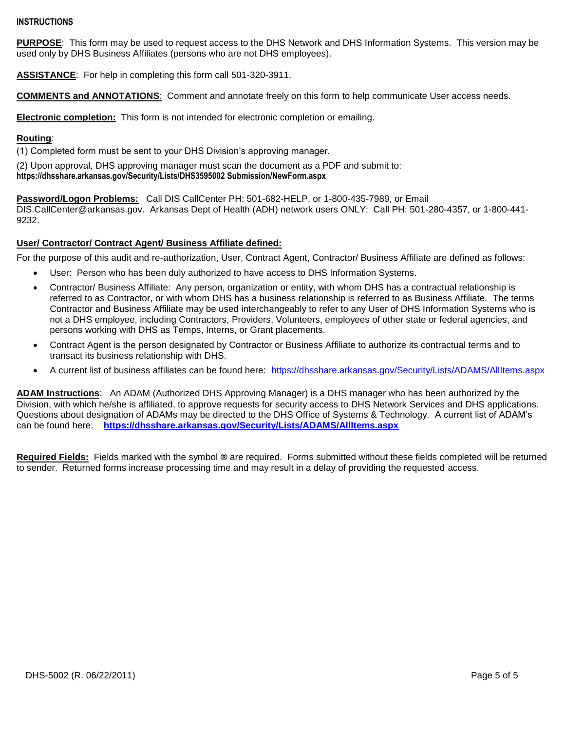**INSTRUCTIONS**

**PURPOSE**: This form may be used to request access to the DHS Network and DHS Information Systems. This version may be used only by DHS Business Affiliates (persons who are not DHS employees).

**ASSISTANCE**: For help in completing this form call 501-320-3911.

**COMMENTS and ANNOTATIONS**: Comment and annotate freely on this form to help communicate User access needs.

**Electronic completion:** This form is not intended for electronic completion or emailing.

**Routing**:

(1) Completed form must be sent to your DHS Division's approving manager.

(2) Upon approval, DHS approving manager must scan the document as a PDF and submit to:
**https://dhsshare.arkansas.gov/Security/Lists/DHS3595002 Submission/NewForm.aspx**

**Password/Logon Problems:** Call DIS CallCenter PH: 501-682-HELP, or 1-800-435-7989, or Email DIS.CallCenter@arkansas.gov. Arkansas Dept of Health (ADH) network users ONLY: Call PH: 501-280-4357, or 1-800-441-9232.

**User/ Contractor/ Contract Agent/ Business Affiliate defined:**

For the purpose of this audit and re-authorization, User, Contract Agent, Contractor/ Business Affiliate are defined as follows:

- User: Person who has been duly authorized to have access to DHS Information Systems.
- Contractor/ Business Affiliate: Any person, organization or entity, with whom DHS has a contractual relationship is referred to as Contractor, or with whom DHS has a business relationship is referred to as Business Affiliate. The terms Contractor and Business Affiliate may be used interchangeably to refer to any User of DHS Information Systems who is not a DHS employee, including Contractors, Providers, Volunteers, employees of other state or federal agencies, and persons working with DHS as Temps, Interns, or Grant placements.
- Contract Agent is the person designated by Contractor or Business Affiliate to authorize its contractual terms and to transact its business relationship with DHS.
- A current list of business affiliates can be found here: https://dhsshare.arkansas.gov/Security/Lists/ADAMS/AllItems.aspx

**ADAM Instructions**: An ADAM (Authorized DHS Approving Manager) is a DHS manager who has been authorized by the Division, with which he/she is affiliated, to approve requests for security access to DHS Network Services and DHS applications. Questions about designation of ADAMs may be directed to the DHS Office of Systems & Technology. A current list of ADAM's can be found here: **https://dhsshare.arkansas.gov/Security/Lists/ADAMS/AllItems.aspx**

**Required Fields:** Fields marked with the symbol ® are required. Forms submitted without these fields completed will be returned to sender. Returned forms increase processing time and may result in a delay of providing the requested access.

DHS-5002 (R. 06/22/2011)